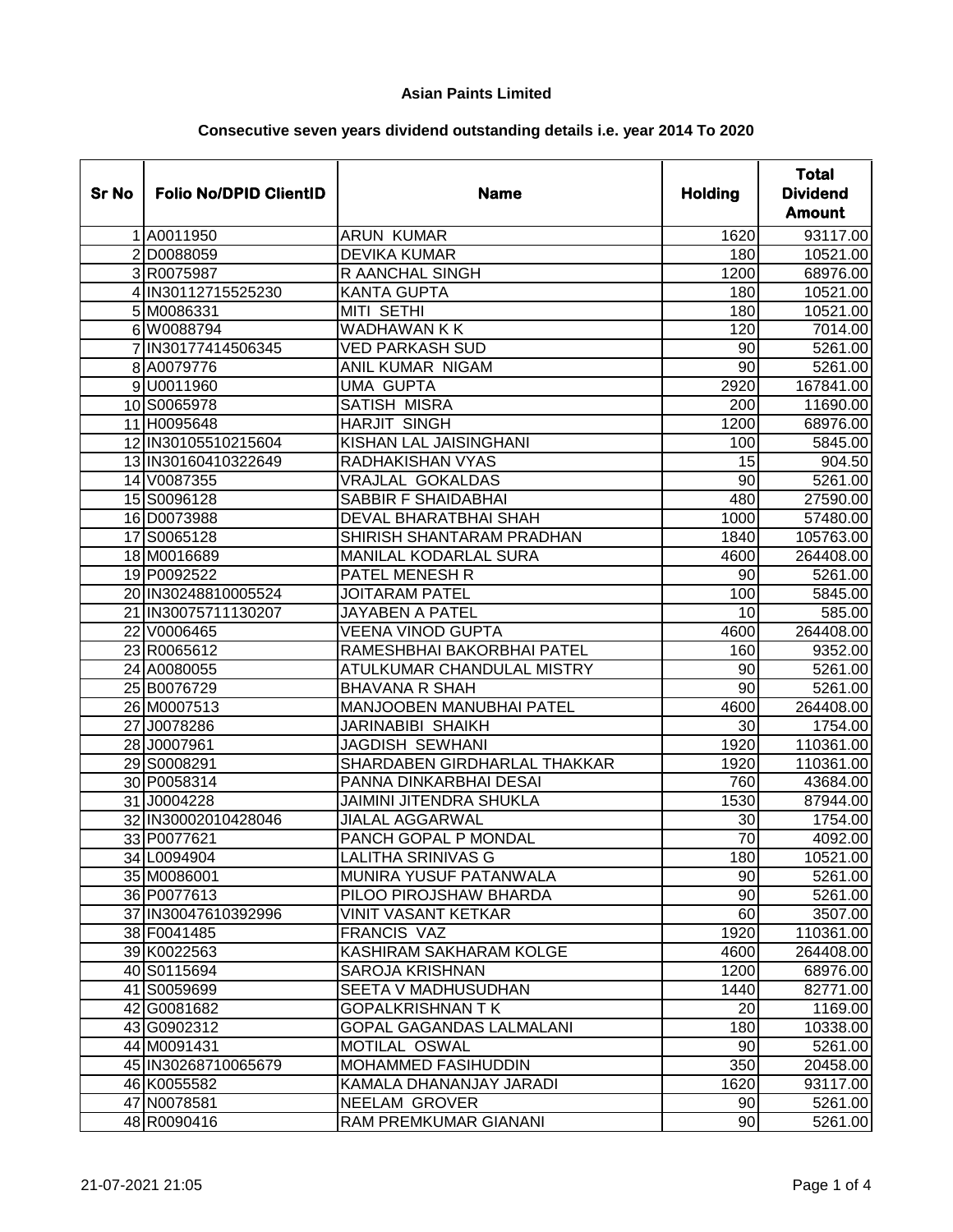## Asian Paints Limited

### Consecutive seven years dividend outstanding details i.e. year 2014 To 2020

| Sr No | Folio No/DPID ClientID | Name | Holding | Total Dividend Amount |
|---|---|---|---|---|
| 1 | A0011950 | ARUN  KUMAR | 1620 | 93117.00 |
| 2 | D0088059 | DEVIKA KUMAR | 180 | 10521.00 |
| 3 | R0075987 | R AANCHAL SINGH | 1200 | 68976.00 |
| 4 | IN30112715525230 | KANTA GUPTA | 180 | 10521.00 |
| 5 | M0086331 | MITI  SETHI | 180 | 10521.00 |
| 6 | W0088794 | WADHAWAN K K | 120 | 7014.00 |
| 7 | IN30177414506345 | VED PARKASH SUD | 90 | 5261.00 |
| 8 | A0079776 | ANIL KUMAR  NIGAM | 90 | 5261.00 |
| 9 | U0011960 | UMA  GUPTA | 2920 | 167841.00 |
| 10 | S0065978 | SATISH  MISRA | 200 | 11690.00 |
| 11 | H0095648 | HARJIT  SINGH | 1200 | 68976.00 |
| 12 | IN30105510215604 | KISHAN LAL JAISINGHANI | 100 | 5845.00 |
| 13 | IN30160410322649 | RADHAKISHAN VYAS | 15 | 904.50 |
| 14 | V0087355 | VRAJLAL  GOKALDAS | 90 | 5261.00 |
| 15 | S0096128 | SABBIR F SHAIDABHAI | 480 | 27590.00 |
| 16 | D0073988 | DEVAL BHARATBHAI SHAH | 1000 | 57480.00 |
| 17 | S0065128 | SHIRISH SHANTARAM PRADHAN | 1840 | 105763.00 |
| 18 | M0016689 | MANILAL KODARLAL SURA | 4600 | 264408.00 |
| 19 | P0092522 | PATEL MENESH R | 90 | 5261.00 |
| 20 | IN30248810005524 | JOITARAM PATEL | 100 | 5845.00 |
| 21 | IN30075711130207 | JAYABEN A PATEL | 10 | 585.00 |
| 22 | V0006465 | VEENA VINOD GUPTA | 4600 | 264408.00 |
| 23 | R0065612 | RAMESHBHAI BAKORBHAI PATEL | 160 | 9352.00 |
| 24 | A0080055 | ATULKUMAR CHANDULAL MISTRY | 90 | 5261.00 |
| 25 | B0076729 | BHAVANA R SHAH | 90 | 5261.00 |
| 26 | M0007513 | MANJOOBEN MANUBHAI PATEL | 4600 | 264408.00 |
| 27 | J0078286 | JARINABIBI  SHAIKH | 30 | 1754.00 |
| 28 | J0007961 | JAGDISH  SEWHANI | 1920 | 110361.00 |
| 29 | S0008291 | SHARDABEN GIRDHARLAL THAKKAR | 1920 | 110361.00 |
| 30 | P0058314 | PANNA DINKARBHAI DESAI | 760 | 43684.00 |
| 31 | J0004228 | JAIMINI JITENDRA SHUKLA | 1530 | 87944.00 |
| 32 | IN30002010428046 | JIALAL AGGARWAL | 30 | 1754.00 |
| 33 | P0077621 | PANCH GOPAL P MONDAL | 70 | 4092.00 |
| 34 | L0094904 | LALITHA SRINIVAS G | 180 | 10521.00 |
| 35 | M0086001 | MUNIRA YUSUF PATANWALA | 90 | 5261.00 |
| 36 | P0077613 | PILOO PIROJSHAW BHARDA | 90 | 5261.00 |
| 37 | IN30047610392996 | VINIT VASANT KETKAR | 60 | 3507.00 |
| 38 | F0041485 | FRANCIS  VAZ | 1920 | 110361.00 |
| 39 | K0022563 | KASHIRAM SAKHARAM KOLGE | 4600 | 264408.00 |
| 40 | S0115694 | SAROJA KRISHNAN | 1200 | 68976.00 |
| 41 | S0059699 | SEETA V MADHUSUDHAN | 1440 | 82771.00 |
| 42 | G0081682 | GOPALKRISHNAN T K | 20 | 1169.00 |
| 43 | G0902312 | GOPAL GAGANDAS LALMALANI | 180 | 10338.00 |
| 44 | M0091431 | MOTILAL  OSWAL | 90 | 5261.00 |
| 45 | IN30268710065679 | MOHAMMED FASIHUDDIN | 350 | 20458.00 |
| 46 | K0055582 | KAMALA DHANANJAY JARADI | 1620 | 93117.00 |
| 47 | N0078581 | NEELAM  GROVER | 90 | 5261.00 |
| 48 | R0090416 | RAM PREMKUMAR GIANANI | 90 | 5261.00 |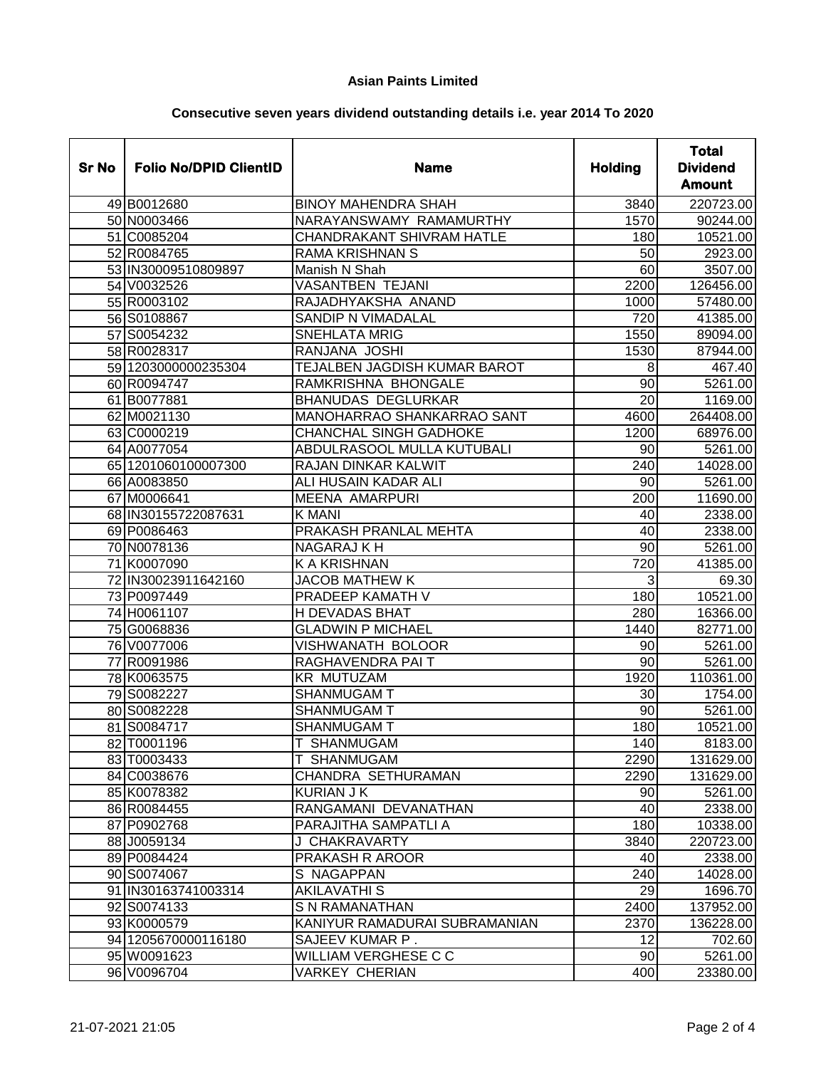# Asian Paints Limited

## Consecutive seven years dividend outstanding details i.e. year 2014 To 2020

| Sr No | Folio No/DPID ClientID | Name | Holding | Total Dividend Amount |
|---|---|---|---|---|
| 49 | B0012680 | BINOY MAHENDRA SHAH | 3840 | 220723.00 |
| 50 | N0003466 | NARAYANSWAMY RAMAMURTHY | 1570 | 90244.00 |
| 51 | C0085204 | CHANDRAKANT SHIVRAM HATLE | 180 | 10521.00 |
| 52 | R0084765 | RAMA KRISHNAN S | 50 | 2923.00 |
| 53 | IN30009510809897 | Manish N Shah | 60 | 3507.00 |
| 54 | V0032526 | VASANTBEN TEJANI | 2200 | 126456.00 |
| 55 | R0003102 | RAJADHYAKSHA ANAND | 1000 | 57480.00 |
| 56 | S0108867 | SANDIP N VIMADALAL | 720 | 41385.00 |
| 57 | S0054232 | SNEHLATA MRIG | 1550 | 89094.00 |
| 58 | R0028317 | RANJANA JOSHI | 1530 | 87944.00 |
| 59 | 1203000000235304 | TEJALBEN JAGDISH KUMAR BAROT | 8 | 467.40 |
| 60 | R0094747 | RAMKRISHNA BHONGALE | 90 | 5261.00 |
| 61 | B0077881 | BHANUDAS DEGLURKAR | 20 | 1169.00 |
| 62 | M0021130 | MANOHARRAO SHANKARRAO SANT | 4600 | 264408.00 |
| 63 | C0000219 | CHANCHAL SINGH GADHOKE | 1200 | 68976.00 |
| 64 | A0077054 | ABDULRASOOL MULLA KUTUBALI | 90 | 5261.00 |
| 65 | 1201060100007300 | RAJAN DINKAR KALWIT | 240 | 14028.00 |
| 66 | A0083850 | ALI HUSAIN KADAR ALI | 90 | 5261.00 |
| 67 | M0006641 | MEENA AMARPURI | 200 | 11690.00 |
| 68 | IN30155722087631 | K MANI | 40 | 2338.00 |
| 69 | P0086463 | PRAKASH PRANLAL MEHTA | 40 | 2338.00 |
| 70 | N0078136 | NAGARAJ K H | 90 | 5261.00 |
| 71 | K0007090 | K A KRISHNAN | 720 | 41385.00 |
| 72 | IN30023911642160 | JACOB MATHEW K | 3 | 69.30 |
| 73 | P0097449 | PRADEEP KAMATH V | 180 | 10521.00 |
| 74 | H0061107 | H DEVADAS BHAT | 280 | 16366.00 |
| 75 | G0068836 | GLADWIN P MICHAEL | 1440 | 82771.00 |
| 76 | V0077006 | VISHWANATH BOLOOR | 90 | 5261.00 |
| 77 | R0091986 | RAGHAVENDRA PAI T | 90 | 5261.00 |
| 78 | K0063575 | KR MUTUZAM | 1920 | 110361.00 |
| 79 | S0082227 | SHANMUGAM T | 30 | 1754.00 |
| 80 | S0082228 | SHANMUGAM T | 90 | 5261.00 |
| 81 | S0084717 | SHANMUGAM T | 180 | 10521.00 |
| 82 | T0001196 | T SHANMUGAM | 140 | 8183.00 |
| 83 | T0003433 | T SHANMUGAM | 2290 | 131629.00 |
| 84 | C0038676 | CHANDRA SETHURAMAN | 2290 | 131629.00 |
| 85 | K0078382 | KURIAN J K | 90 | 5261.00 |
| 86 | R0084455 | RANGAMANI DEVANATHAN | 40 | 2338.00 |
| 87 | P0902768 | PARAJITHA SAMPATLI A | 180 | 10338.00 |
| 88 | J0059134 | J CHAKRAVARTY | 3840 | 220723.00 |
| 89 | P0084424 | PRAKASH R AROOR | 40 | 2338.00 |
| 90 | S0074067 | S NAGAPPAN | 240 | 14028.00 |
| 91 | IN30163741003314 | AKILAVATHI S | 29 | 1696.70 |
| 92 | S0074133 | S N RAMANATHAN | 2400 | 137952.00 |
| 93 | K0000579 | KANIYUR RAMADURAI SUBRAMANIAN | 2370 | 136228.00 |
| 94 | 1205670000116180 | SAJEEV KUMAR P . | 12 | 702.60 |
| 95 | W0091623 | WILLIAM VERGHESE C C | 90 | 5261.00 |
| 96 | V0096704 | VARKEY CHERIAN | 400 | 23380.00 |

21-07-2021 21:05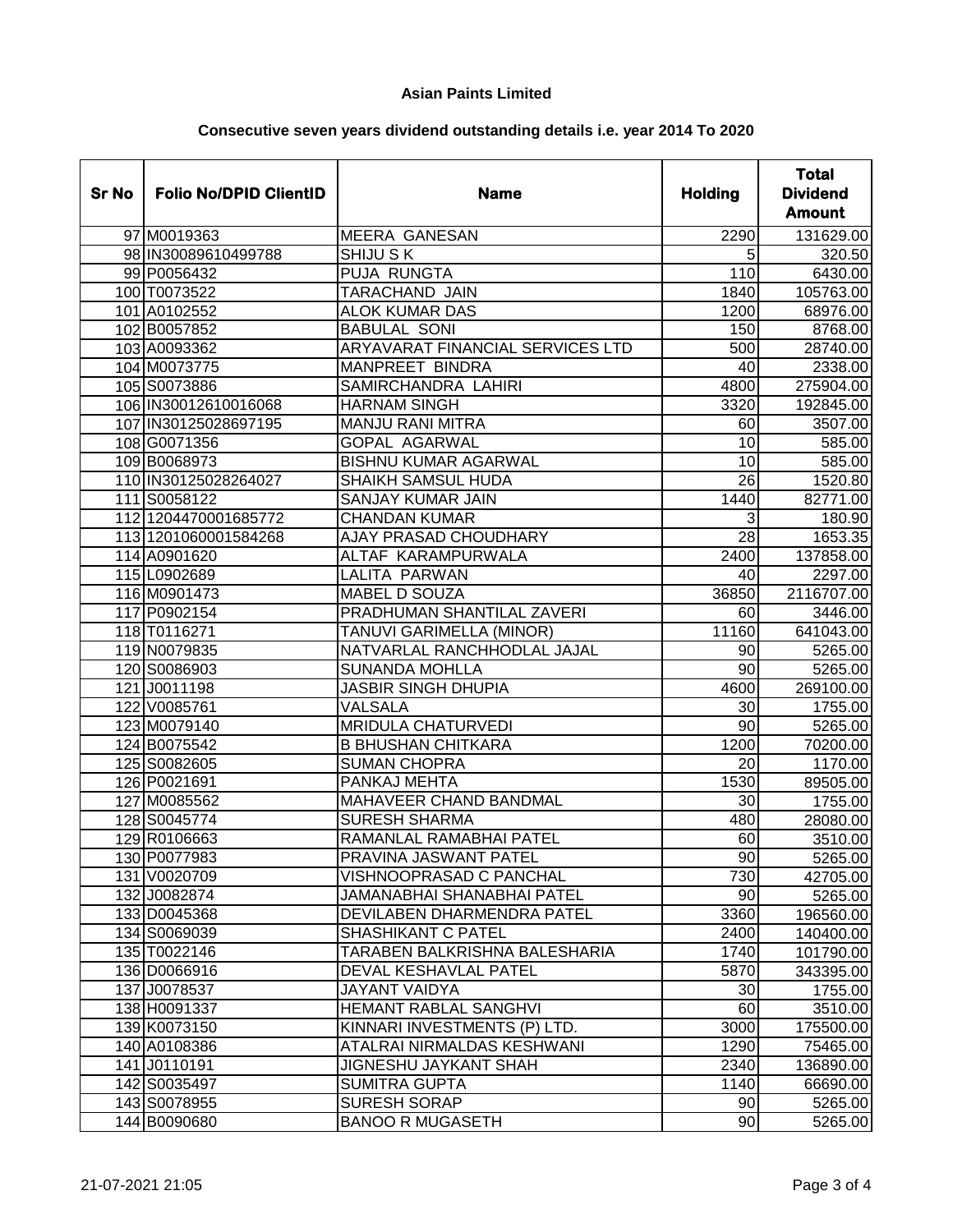**Asian Paints Limited**

**Consecutive seven years dividend outstanding details i.e. year 2014 To 2020**

| Sr No | Folio No/DPID ClientID | Name | Holding | Total Dividend Amount |
|---|---|---|---|---|
| 97 | M0019363 | MEERA GANESAN | 2290 | 131629.00 |
| 98 | IN30089610499788 | SHIJU S K | 5 | 320.50 |
| 99 | P0056432 | PUJA RUNGTA | 110 | 6430.00 |
| 100 | T0073522 | TARACHAND JAIN | 1840 | 105763.00 |
| 101 | A0102552 | ALOK KUMAR DAS | 1200 | 68976.00 |
| 102 | B0057852 | BABULAL SONI | 150 | 8768.00 |
| 103 | A0093362 | ARYAVARAT FINANCIAL SERVICES LTD | 500 | 28740.00 |
| 104 | M0073775 | MANPREET BINDRA | 40 | 2338.00 |
| 105 | S0073886 | SAMIRCHANDRA LAHIRI | 4800 | 275904.00 |
| 106 | IN30012610016068 | HARNAM SINGH | 3320 | 192845.00 |
| 107 | IN30125028697195 | MANJU RANI MITRA | 60 | 3507.00 |
| 108 | G0071356 | GOPAL AGARWAL | 10 | 585.00 |
| 109 | B0068973 | BISHNU KUMAR AGARWAL | 10 | 585.00 |
| 110 | IN30125028264027 | SHAIKH SAMSUL HUDA | 26 | 1520.80 |
| 111 | S0058122 | SANJAY KUMAR JAIN | 1440 | 82771.00 |
| 112 | 1204470001685772 | CHANDAN KUMAR | 3 | 180.90 |
| 113 | 1201060001584268 | AJAY PRASAD CHOUDHARY | 28 | 1653.35 |
| 114 | A0901620 | ALTAF KARAMPURWALA | 2400 | 137858.00 |
| 115 | L0902689 | LALITA PARWAN | 40 | 2297.00 |
| 116 | M0901473 | MABEL D SOUZA | 36850 | 2116707.00 |
| 117 | P0902154 | PRADHUMAN SHANTILAL ZAVERI | 60 | 3446.00 |
| 118 | T0116271 | TANUVI GARIMELLA (MINOR) | 11160 | 641043.00 |
| 119 | N0079835 | NATVARLAL RANCHHODLAL JAJAL | 90 | 5265.00 |
| 120 | S0086903 | SUNANDA MOHLLA | 90 | 5265.00 |
| 121 | J0011198 | JASBIR SINGH DHUPIA | 4600 | 269100.00 |
| 122 | V0085761 | VALSALA | 30 | 1755.00 |
| 123 | M0079140 | MRIDULA CHATURVEDI | 90 | 5265.00 |
| 124 | B0075542 | B BHUSHAN CHITKARA | 1200 | 70200.00 |
| 125 | S0082605 | SUMAN CHOPRA | 20 | 1170.00 |
| 126 | P0021691 | PANKAJ MEHTA | 1530 | 89505.00 |
| 127 | M0085562 | MAHAVEER CHAND BANDMAL | 30 | 1755.00 |
| 128 | S0045774 | SURESH SHARMA | 480 | 28080.00 |
| 129 | R0106663 | RAMANLAL RAMABHAI PATEL | 60 | 3510.00 |
| 130 | P0077983 | PRAVINA JASWANT PATEL | 90 | 5265.00 |
| 131 | V0020709 | VISHNOOPRASAD C PANCHAL | 730 | 42705.00 |
| 132 | J0082874 | JAMANABHAI SHANABHAI PATEL | 90 | 5265.00 |
| 133 | D0045368 | DEVILABEN DHARMENDRA PATEL | 3360 | 196560.00 |
| 134 | S0069039 | SHASHIKANT C PATEL | 2400 | 140400.00 |
| 135 | T0022146 | TARABEN BALKRISHNA BALESHARIA | 1740 | 101790.00 |
| 136 | D0066916 | DEVAL KESHAVLAL PATEL | 5870 | 343395.00 |
| 137 | J0078537 | JAYANT VAIDYA | 30 | 1755.00 |
| 138 | H0091337 | HEMANT RABLAL SANGHVI | 60 | 3510.00 |
| 139 | K0073150 | KINNARI INVESTMENTS (P) LTD. | 3000 | 175500.00 |
| 140 | A0108386 | ATALRAI NIRMALDAS KESHWANI | 1290 | 75465.00 |
| 141 | J0110191 | JIGNESHU JAYKANT SHAH | 2340 | 136890.00 |
| 142 | S0035497 | SUMITRA GUPTA | 1140 | 66690.00 |
| 143 | S0078955 | SURESH SORAP | 90 | 5265.00 |
| 144 | B0090680 | BANOO R MUGASETH | 90 | 5265.00 |

21-07-2021 21:05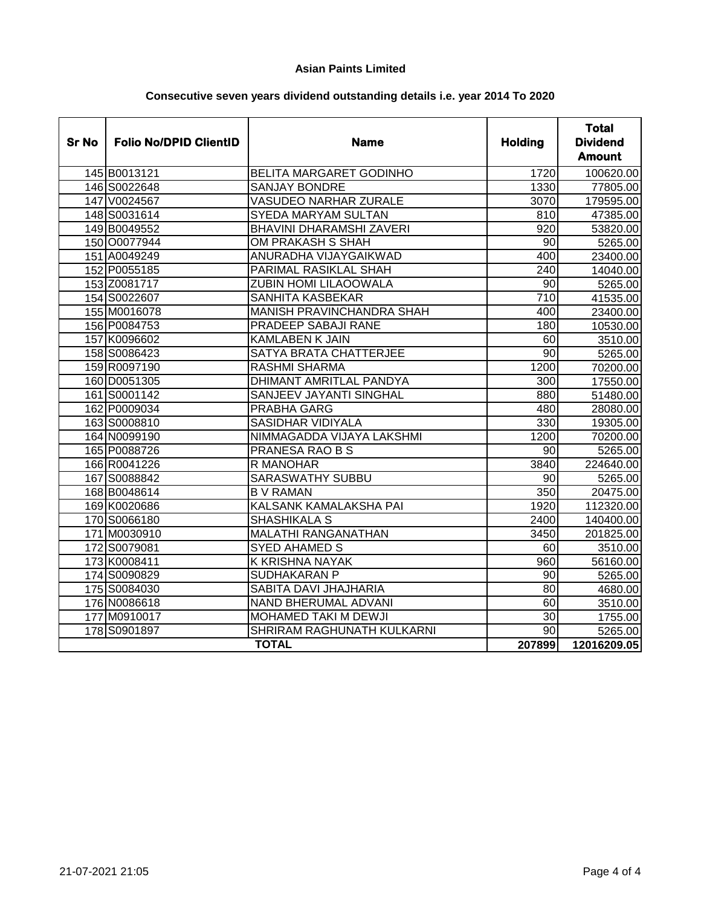**Asian Paints Limited**

**Consecutive seven years dividend outstanding details i.e. year 2014 To 2020**

| Sr No | Folio No/DPID ClientID | Name | Holding | Total Dividend Amount |
|---|---|---|---|---|
| 145 | B0013121 | BELITA MARGARET GODINHO | 1720 | 100620.00 |
| 146 | S0022648 | SANJAY BONDRE | 1330 | 77805.00 |
| 147 | V0024567 | VASUDEO NARHAR ZURALE | 3070 | 179595.00 |
| 148 | S0031614 | SYEDA MARYAM SULTAN | 810 | 47385.00 |
| 149 | B0049552 | BHAVINI DHARAMSHI ZAVERI | 920 | 53820.00 |
| 150 | O0077944 | OM PRAKASH S SHAH | 90 | 5265.00 |
| 151 | A0049249 | ANURADHA VIJAYGAIKWAD | 400 | 23400.00 |
| 152 | P0055185 | PARIMAL RASIKLAL SHAH | 240 | 14040.00 |
| 153 | Z0081717 | ZUBIN HOMI LILAOOWALA | 90 | 5265.00 |
| 154 | S0022607 | SANHITA KASBEKAR | 710 | 41535.00 |
| 155 | M0016078 | MANISH PRAVINCHANDRA SHAH | 400 | 23400.00 |
| 156 | P0084753 | PRADEEP SABAJI RANE | 180 | 10530.00 |
| 157 | K0096602 | KAMLABEN K JAIN | 60 | 3510.00 |
| 158 | S0086423 | SATYA BRATA CHATTERJEE | 90 | 5265.00 |
| 159 | R0097190 | RASHMI SHARMA | 1200 | 70200.00 |
| 160 | D0051305 | DHIMANT AMRITLAL PANDYA | 300 | 17550.00 |
| 161 | S0001142 | SANJEEV JAYANTI SINGHAL | 880 | 51480.00 |
| 162 | P0009034 | PRABHA GARG | 480 | 28080.00 |
| 163 | S0008810 | SASIDHAR VIDIYALA | 330 | 19305.00 |
| 164 | N0099190 | NIMMAGADDA VIJAYA LAKSHMI | 1200 | 70200.00 |
| 165 | P0088726 | PRANESA RAO B S | 90 | 5265.00 |
| 166 | R0041226 | R MANOHAR | 3840 | 224640.00 |
| 167 | S0088842 | SARASWATHY SUBBU | 90 | 5265.00 |
| 168 | B0048614 | B V RAMAN | 350 | 20475.00 |
| 169 | K0020686 | KALSANK KAMALAKSHA PAI | 1920 | 112320.00 |
| 170 | S0066180 | SHASHIKALA S | 2400 | 140400.00 |
| 171 | M0030910 | MALATHI RANGANATHAN | 3450 | 201825.00 |
| 172 | S0079081 | SYED AHAMED S | 60 | 3510.00 |
| 173 | K0008411 | K KRISHNA NAYAK | 960 | 56160.00 |
| 174 | S0090829 | SUDHAKARAN P | 90 | 5265.00 |
| 175 | S0084030 | SABITA DAVI JHAJHARIA | 80 | 4680.00 |
| 176 | N0086618 | NAND BHERUMAL ADVANI | 60 | 3510.00 |
| 177 | M0910017 | MOHAMED TAKI M DEWJI | 30 | 1755.00 |
| 178 | S0901897 | SHRIRAM RAGHUNATH KULKARNI | 90 | 5265.00 |
| | | **TOTAL** | **207899** | **12016209.05** |

21-07-2021 21:05